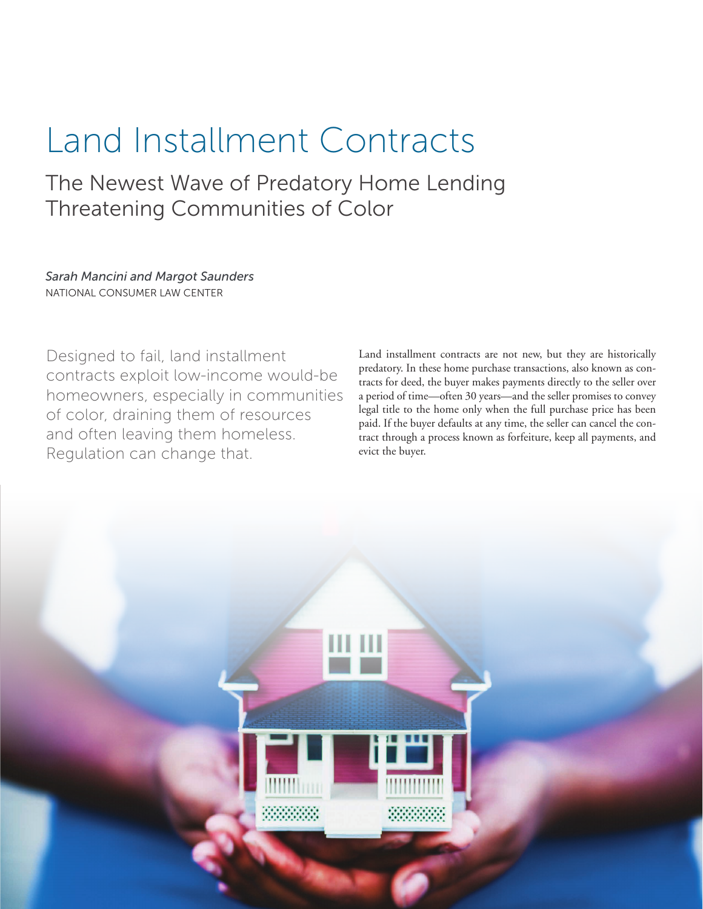# Land Installment Contracts

## The Newest Wave of Predatory Home Lending Threatening Communities of Color

*Sarah Mancini and Margot Saunders*
NATIONAL CONSUMER LAW CENTER

Designed to fail, land installment contracts exploit low-income would-be homeowners, especially in communities of color, draining them of resources and often leaving them homeless. Regulation can change that.

Land installment contracts are not new, but they are historically predatory. In these home purchase transactions, also known as contracts for deed, the buyer makes payments directly to the seller over a period of time—often 30 years—and the seller promises to convey legal title to the home only when the full purchase price has been paid. If the buyer defaults at any time, the seller can cancel the contract through a process known as forfeiture, keep all payments, and evict the buyer.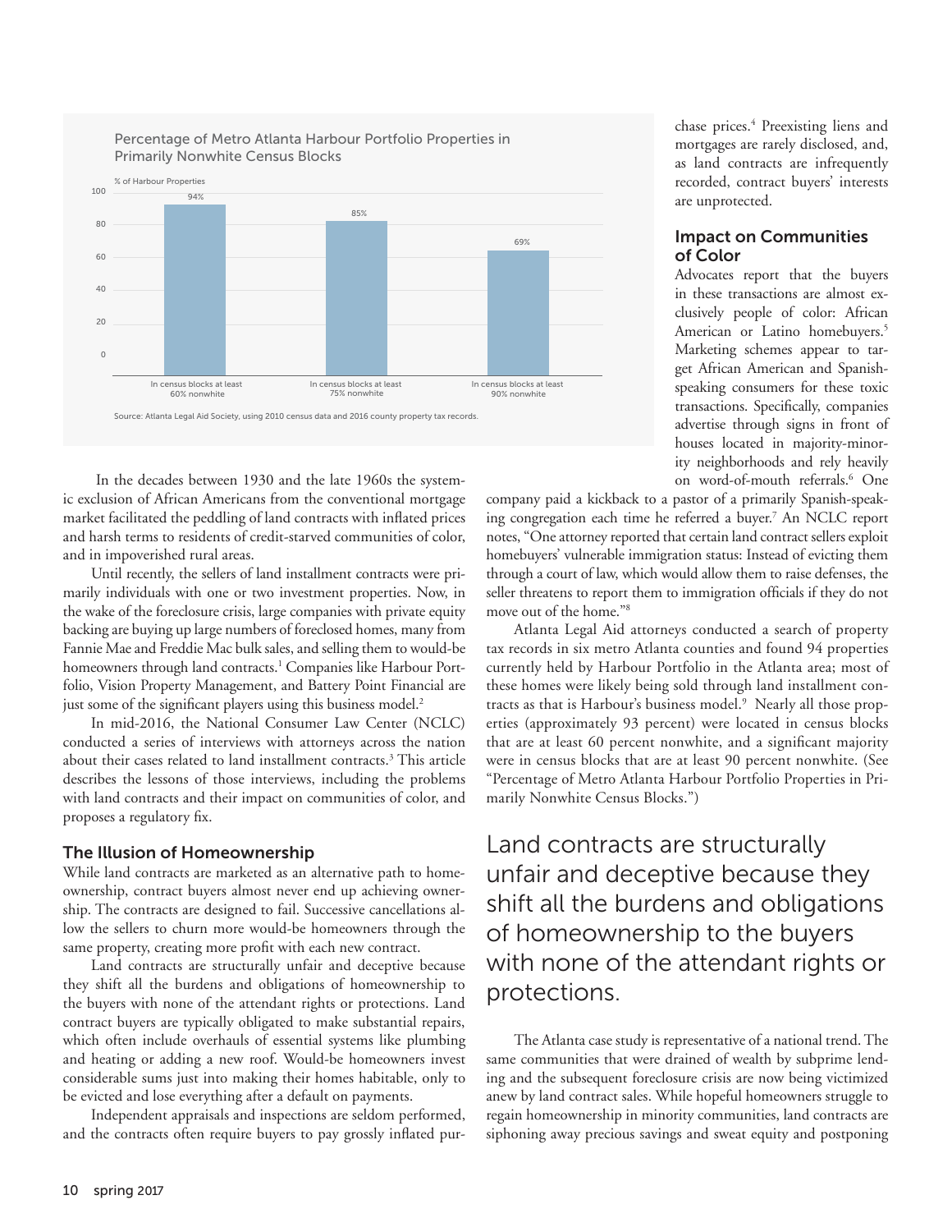### Percentage of Metro Atlanta Harbour Portfolio Properties in Primarily Nonwhite Census Blocks

| | % of Harbour Properties |
|---|---|
| In census blocks at least 60% nonwhite | 94% |
| In census blocks at least 75% nonwhite | 85% |
| In census blocks at least 90% nonwhite | 69% |

Source: Atlanta Legal Aid Society, using 2010 census data and 2016 county property tax records.

In the decades between 1930 and the late 1960s the systemic exclusion of African Americans from the conventional mortgage market facilitated the peddling of land contracts with inflated prices and harsh terms to residents of credit-starved communities of color, and in impoverished rural areas.

Until recently, the sellers of land installment contracts were primarily individuals with one or two investment properties. Now, in the wake of the foreclosure crisis, large companies with private equity backing are buying up large numbers of foreclosed homes, many from Fannie Mae and Freddie Mac bulk sales, and selling them to would-be homeowners through land contracts.[1] Companies like Harbour Portfolio, Vision Property Management, and Battery Point Financial are just some of the significant players using this business model.[2]

In mid-2016, the National Consumer Law Center (NCLC) conducted a series of interviews with attorneys across the nation about their cases related to land installment contracts.[3] This article describes the lessons of those interviews, including the problems with land contracts and their impact on communities of color, and proposes a regulatory fix.

## The Illusion of Homeownership

While land contracts are marketed as an alternative path to homeownership, contract buyers almost never end up achieving ownership. The contracts are designed to fail. Successive cancellations allow the sellers to churn more would-be homeowners through the same property, creating more profit with each new contract.

Land contracts are structurally unfair and deceptive because they shift all the burdens and obligations of homeownership to the buyers with none of the attendant rights or protections. Land contract buyers are typically obligated to make substantial repairs, which often include overhauls of essential systems like plumbing and heating or adding a new roof. Would-be homeowners invest considerable sums just into making their homes habitable, only to be evicted and lose everything after a default on payments.

Independent appraisals and inspections are seldom performed, and the contracts often require buyers to pay grossly inflated purchase prices.[4] Preexisting liens and mortgages are rarely disclosed, and, as land contracts are infrequently recorded, contract buyers' interests are unprotected.

## Impact on Communities of Color

Advocates report that the buyers in these transactions are almost exclusively people of color: African American or Latino homebuyers.[5] Marketing schemes appear to target African American and Spanish-speaking consumers for these toxic transactions. Specifically, companies advertise through signs in front of houses located in majority-minority neighborhoods and rely heavily on word-of-mouth referrals.[6] One company paid a kickback to a pastor of a primarily Spanish-speaking congregation each time he referred a buyer.[7] An NCLC report notes, "One attorney reported that certain land contract sellers exploit homebuyers' vulnerable immigration status: Instead of evicting them through a court of law, which would allow them to raise defenses, the seller threatens to report them to immigration officials if they do not move out of the home."[8]

Atlanta Legal Aid attorneys conducted a search of property tax records in six metro Atlanta counties and found 94 properties currently held by Harbour Portfolio in the Atlanta area; most of these homes were likely being sold through land installment contracts as that is Harbour's business model.[9] Nearly all those properties (approximately 93 percent) were located in census blocks that are at least 60 percent nonwhite, and a significant majority were in census blocks that are at least 90 percent nonwhite. (See "Percentage of Metro Atlanta Harbour Portfolio Properties in Primarily Nonwhite Census Blocks.")

> Land contracts are structurally unfair and deceptive because they shift all the burdens and obligations of homeownership to the buyers with none of the attendant rights or protections.

The Atlanta case study is representative of a national trend. The same communities that were drained of wealth by subprime lending and the subsequent foreclosure crisis are now being victimized anew by land contract sales. While hopeful homeowners struggle to regain homeownership in minority communities, land contracts are siphoning away precious savings and sweat equity and postponing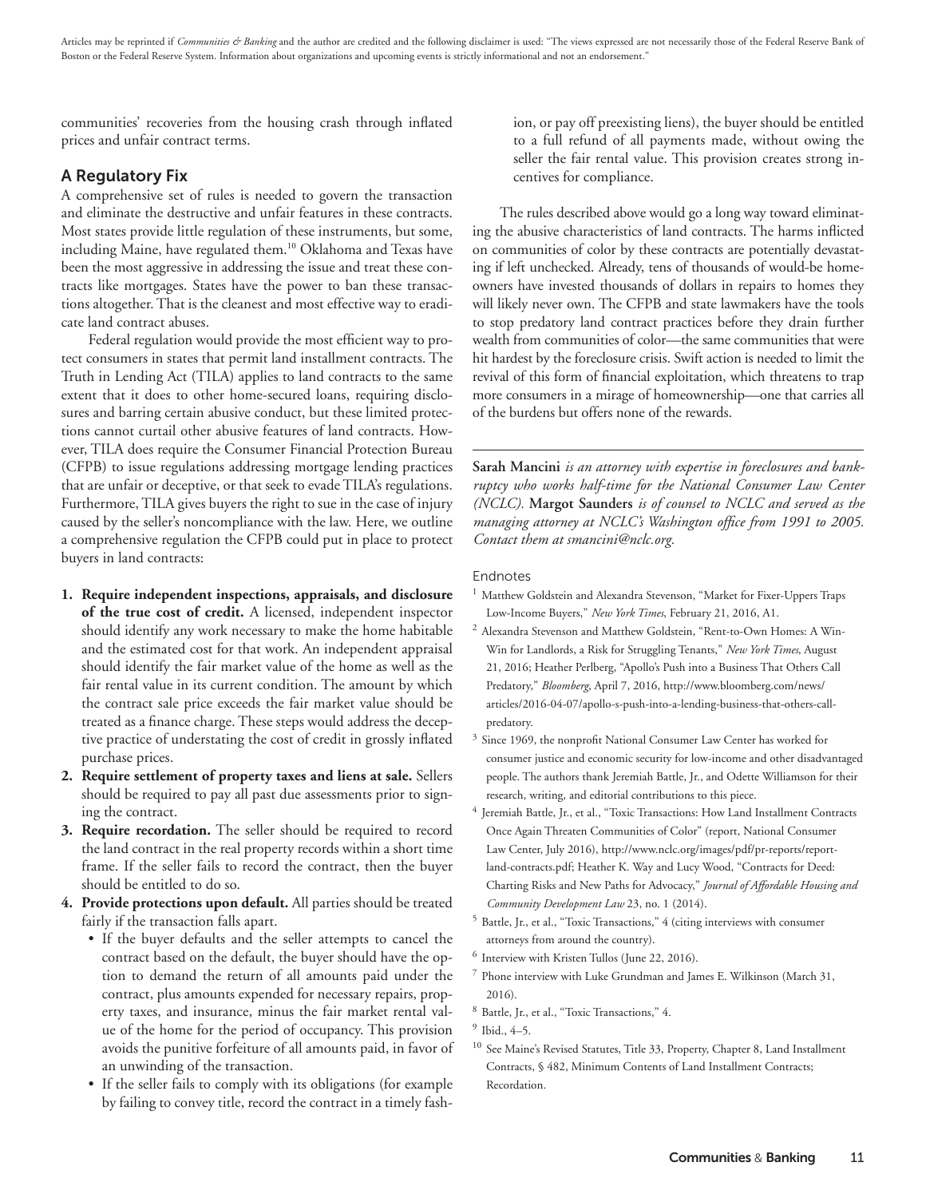communities' recoveries from the housing crash through inflated prices and unfair contract terms.

## A Regulatory Fix

A comprehensive set of rules is needed to govern the transaction and eliminate the destructive and unfair features in these contracts. Most states provide little regulation of these instruments, but some, including Maine, have regulated them.[10] Oklahoma and Texas have been the most aggressive in addressing the issue and treat these contracts like mortgages. States have the power to ban these transactions altogether. That is the cleanest and most effective way to eradicate land contract abuses.

Federal regulation would provide the most efficient way to protect consumers in states that permit land installment contracts. The Truth in Lending Act (TILA) applies to land contracts to the same extent that it does to other home-secured loans, requiring disclosures and barring certain abusive conduct, but these limited protections cannot curtail other abusive features of land contracts. However, TILA does require the Consumer Financial Protection Bureau (CFPB) to issue regulations addressing mortgage lending practices that are unfair or deceptive, or that seek to evade TILA's regulations. Furthermore, TILA gives buyers the right to sue in the case of injury caused by the seller's noncompliance with the law. Here, we outline a comprehensive regulation the CFPB could put in place to protect buyers in land contracts:

1. **Require independent inspections, appraisals, and disclosure of the true cost of credit.** A licensed, independent inspector should identify any work necessary to make the home habitable and the estimated cost for that work. An independent appraisal should identify the fair market value of the home as well as the fair rental value in its current condition. The amount by which the contract sale price exceeds the fair market value should be treated as a finance charge. These steps would address the deceptive practice of understating the cost of credit in grossly inflated purchase prices.
2. **Require settlement of property taxes and liens at sale.** Sellers should be required to pay all past due assessments prior to signing the contract.
3. **Require recordation.** The seller should be required to record the land contract in the real property records within a short time frame. If the seller fails to record the contract, then the buyer should be entitled to do so.
4. **Provide protections upon default.** All parties should be treated fairly if the transaction falls apart.
   - If the buyer defaults and the seller attempts to cancel the contract based on the default, the buyer should have the option to demand the return of all amounts paid under the contract, plus amounts expended for necessary repairs, property taxes, and insurance, minus the fair market rental value of the home for the period of occupancy. This provision avoids the punitive forfeiture of all amounts paid, in favor of an unwinding of the transaction.
   - If the seller fails to comply with its obligations (for example by failing to convey title, record the contract in a timely fashion, or pay off preexisting liens), the buyer should be entitled to a full refund of all payments made, without owing the seller the fair rental value. This provision creates strong incentives for compliance.

The rules described above would go a long way toward eliminating the abusive characteristics of land contracts. The harms inflicted on communities of color by these contracts are potentially devastating if left unchecked. Already, tens of thousands of would-be homeowners have invested thousands of dollars in repairs to homes they will likely never own. The CFPB and state lawmakers have the tools to stop predatory land contract practices before they drain further wealth from communities of color—the same communities that were hit hardest by the foreclosure crisis. Swift action is needed to limit the revival of this form of financial exploitation, which threatens to trap more consumers in a mirage of homeownership—one that carries all of the burdens but offers none of the rewards.

---

**Sarah Mancini** *is an attorney with expertise in foreclosures and bankruptcy who works half-time for the National Consumer Law Center (NCLC).* **Margot Saunders** *is of counsel to NCLC and served as the managing attorney at NCLC's Washington office from 1991 to 2005. Contact them at smancini@nclc.org.*

### Endnotes

1. Matthew Goldstein and Alexandra Stevenson, "Market for Fixer-Uppers Traps Low-Income Buyers," *New York Times*, February 21, 2016, A1.
2. Alexandra Stevenson and Matthew Goldstein, "Rent-to-Own Homes: A Win-Win for Landlords, a Risk for Struggling Tenants," *New York Times*, August 21, 2016; Heather Perlberg, "Apollo's Push into a Business That Others Call Predatory," *Bloomberg*, April 7, 2016, http://www.bloomberg.com/news/articles/2016-04-07/apollo-s-push-into-a-lending-business-that-others-call-predatory.
3. Since 1969, the nonprofit National Consumer Law Center has worked for consumer justice and economic security for low-income and other disadvantaged people. The authors thank Jeremiah Battle, Jr., and Odette Williamson for their research, writing, and editorial contributions to this piece.
4. Jeremiah Battle, Jr., et al., "Toxic Transactions: How Land Installment Contracts Once Again Threaten Communities of Color" (report, National Consumer Law Center, July 2016), http://www.nclc.org/images/pdf/pr-reports/report-land-contracts.pdf; Heather K. Way and Lucy Wood, "Contracts for Deed: Charting Risks and New Paths for Advocacy," *Journal of Affordable Housing and Community Development Law* 23, no. 1 (2014).
5. Battle, Jr., et al., "Toxic Transactions," 4 (citing interviews with consumer attorneys from around the country).
6. Interview with Kristen Tullos (June 22, 2016).
7. Phone interview with Luke Grundman and James E. Wilkinson (March 31, 2016).
8. Battle, Jr., et al., "Toxic Transactions," 4.
9. Ibid., 4–5.
10. See Maine's Revised Statutes, Title 33, Property, Chapter 8, Land Installment Contracts, § 482, Minimum Contents of Land Installment Contracts; Recordation.